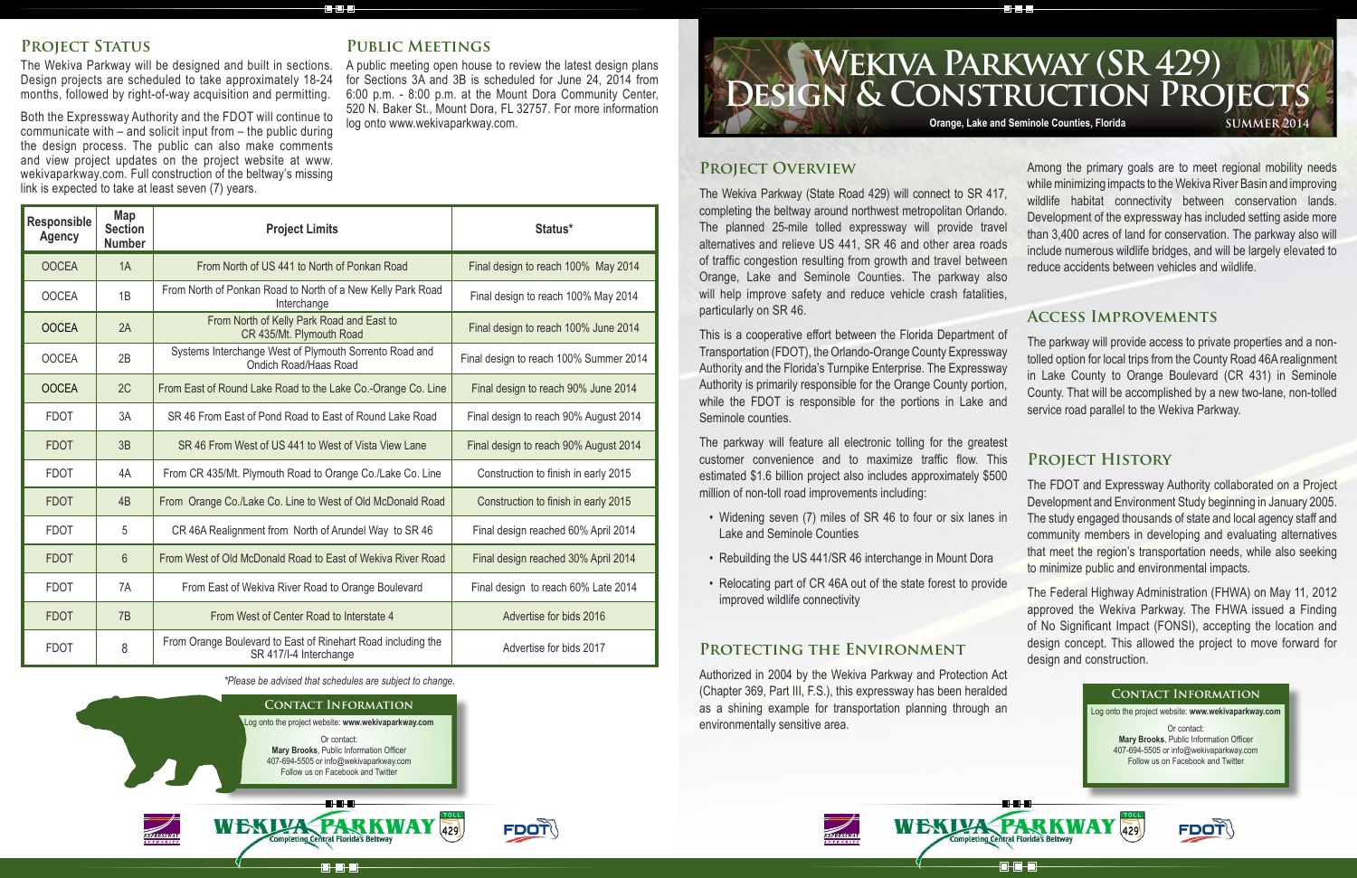# Wekiva Parkway (SR 429) Design & Construction Projects

Orange, Lake and Seminole Counties, Florida

SUMMER 2014

## Project Overview

The Wekiva Parkway (State Road 429) will connect to SR 417, completing the beltway around northwest metropolitan Orlando. The planned 25-mile tolled expressway will provide travel alternatives and relieve US 441, SR 46 and other area roads of traffic congestion resulting from growth and travel between Orange, Lake and Seminole Counties. The parkway also will help improve safety and reduce vehicle crash fatalities, particularly on SR 46.

This is a cooperative effort between the Florida Department of Transportation (FDOT), the Orlando-Orange County Expressway Authority and the Florida's Turnpike Enterprise. The Expressway Authority is primarily responsible for the Orange County portion, while the FDOT is responsible for the portions in Lake and Seminole counties.

The parkway will feature all electronic tolling for the greatest customer convenience and to maximize traffic flow. This estimated $1.6 billion project also includes approximately $500 million of non-toll road improvements including:

- Widening seven (7) miles of SR 46 to four or six lanes in Lake and Seminole Counties
- Rebuilding the US 441/SR 46 interchange in Mount Dora
- Relocating part of CR 46A out of the state forest to provide improved wildlife connectivity

## Protecting the Environment

Authorized in 2004 by the Wekiva Parkway and Protection Act (Chapter 369, Part III, F.S.), this expressway has been heralded as a shining example for transportation planning through an environmentally sensitive area.

Among the primary goals are to meet regional mobility needs while minimizing impacts to the Wekiva River Basin and improving wildlife habitat connectivity between conservation lands. Development of the expressway has included setting aside more than 3,400 acres of land for conservation. The parkway also will include numerous wildlife bridges, and will be largely elevated to reduce accidents between vehicles and wildlife.

## Access Improvements

The parkway will provide access to private properties and a non-tolled option for local trips from the County Road 46A realignment in Lake County to Orange Boulevard (CR 431) in Seminole County. That will be accomplished by a new two-lane, non-tolled service road parallel to the Wekiva Parkway.

## Project History

The FDOT and Expressway Authority collaborated on a Project Development and Environment Study beginning in January 2005. The study engaged thousands of state and local agency staff and community members in developing and evaluating alternatives that meet the region's transportation needs, while also seeking to minimize public and environmental impacts.

The Federal Highway Administration (FHWA) on May 11, 2012 approved the Wekiva Parkway. The FHWA issued a Finding of No Significant Impact (FONSI), accepting the location and design concept. This allowed the project to move forward for design and construction.

### Contact Information

Log onto the project website: **www.wekivaparkway.com**

Or contact:
**Mary Brooks**, Public Information Officer
407-694-5505 or info@wekivaparkway.com
Follow us on Facebook and Twitter

## Project Status

The Wekiva Parkway will be designed and built in sections. Design projects are scheduled to take approximately 18-24 months, followed by right-of-way acquisition and permitting.

Both the Expressway Authority and the FDOT will continue to communicate with – and solicit input from – the public during the design process. The public can also make comments and view project updates on the project website at www.wekivaparkway.com. Full construction of the beltway's missing link is expected to take at least seven (7) years.

## Public Meetings

A public meeting open house to review the latest design plans for Sections 3A and 3B is scheduled for June 24, 2014 from 6:00 p.m. - 8:00 p.m. at the Mount Dora Community Center, 520 N. Baker St., Mount Dora, FL 32757. For more information log onto www.wekivaparkway.com.

| Responsible Agency | Map Section Number | Project Limits | Status* |
|---|---|---|---|
| OOCEA | 1A | From North of US 441 to North of Ponkan Road | Final design to reach 100% May 2014 |
| OOCEA | 1B | From North of Ponkan Road to North of a New Kelly Park Road Interchange | Final design to reach 100% May 2014 |
| OOCEA | 2A | From North of Kelly Park Road and East to CR 435/Mt. Plymouth Road | Final design to reach 100% June 2014 |
| OOCEA | 2B | Systems Interchange West of Plymouth Sorrento Road and Ondich Road/Haas Road | Final design to reach 100% Summer 2014 |
| OOCEA | 2C | From East of Round Lake Road to the Lake Co.-Orange Co. Line | Final design to reach 90% June 2014 |
| FDOT | 3A | SR 46 From East of Pond Road to East of Round Lake Road | Final design to reach 90% August 2014 |
| FDOT | 3B | SR 46 From West of US 441 to West of Vista View Lane | Final design to reach 90% August 2014 |
| FDOT | 4A | From CR 435/Mt. Plymouth Road to Orange Co./Lake Co. Line | Construction to finish in early 2015 |
| FDOT | 4B | From Orange Co./Lake Co. Line to West of Old McDonald Road | Construction to finish in early 2015 |
| FDOT | 5 | CR 46A Realignment from North of Arundel Way to SR 46 | Final design reached 60% April 2014 |
| FDOT | 6 | From West of Old McDonald Road to East of Wekiva River Road | Final design reached 30% April 2014 |
| FDOT | 7A | From East of Wekiva River Road to Orange Boulevard | Final design to reach 60% Late 2014 |
| FDOT | 7B | From West of Center Road to Interstate 4 | Advertise for bids 2016 |
| FDOT | 8 | From Orange Boulevard to East of Rinehart Road including the SR 417/I-4 Interchange | Advertise for bids 2017 |

*\*Please be advised that schedules are subject to change.*

### Contact Information

Log onto the project website: **www.wekivaparkway.com**

Or contact:
**Mary Brooks**, Public Information Officer
407-694-5505 or info@wekivaparkway.com
Follow us on Facebook and Twitter

WEKIVA PARKWAY — Completing Central Florida's Beltway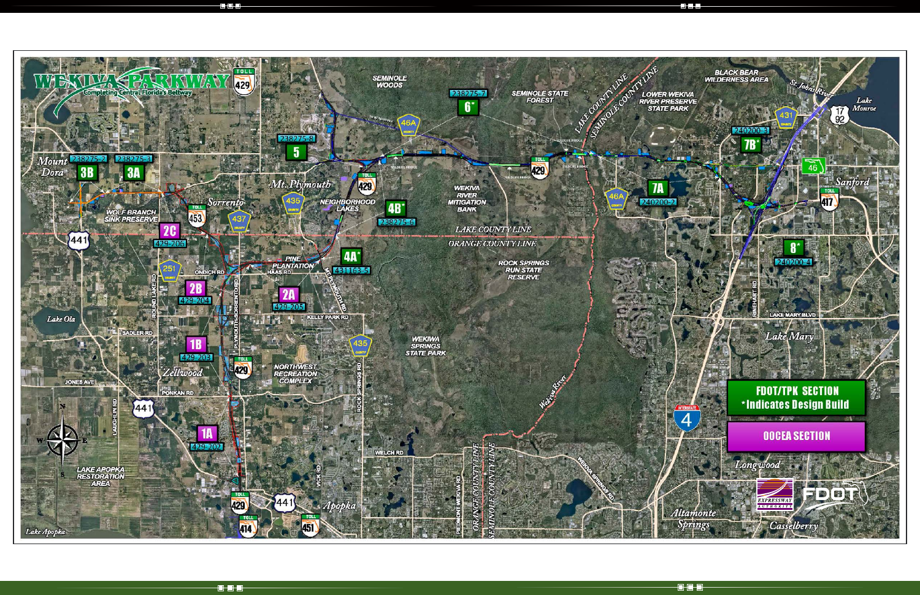WEKIVA PARKWAY

Completing Central Florida's Beltway

TOLL 429

3B 238275-2

3A 238275-3

5 238275-8

6* 238275-7

4B* 238275-6

4A* 431163-5

2C 429-206

2B 429-204

2A 429-205

1B 429-203

1A 429-202

7A 240200-2

7B* 240200-3

8* 240200-4

Mount Dora

Mt. Plymouth

Sorrento

Zellwood

Apopka

Sanford

Lake Mary

Longwood

Altamonte Springs

Casselberry

Lake Ola

Lake Apopka

Lake Monroe

St. Johns River

SEMINOLE WOODS

SEMINOLE STATE FOREST

BLACK BEAR WILDERNESS AREA

LOWER WEKIVA RIVER PRESERVE STATE PARK

WOLF BRANCH SINK PRESERVE

NEIGHBORHOOD LAKES

WEKIVA RIVER MITIGATION BANK

PINE PLANTATION

ROCK SPRINGS RUN STATE RESERVE

WEKIWA SPRINGS STATE PARK

NORTHWEST RECREATION COMPLEX

LAKE APOPKA RESTORATION AREA

LAKE COUNTY LINE

ORANGE COUNTY LINE

SEMINOLE COUNTY LINE

Wekiva River

ONDICH RD

HAAS RD

KELLY PARK RD

SADLER RD

JONES AVE

PONKAN RD

WELCH RD

ROUND LAKE RD

PLYMOUTH-SORRENTO RD

MT. PLYMOUTH RD

ROCK SPRINGS RD

LAUGHLIN RD

VICK RD

PIEDMONT WEKIVA RD

WEKIVA SPRINGS RD

RINEHART RD

LAKE MARY BLVD

441, 453, 437, 435, 46A, 251, 429, 414, 451, 431, 46, 417, 17 92, 4

FDOT/TPK SECTION

*Indicates Design Build

OOCEA SECTION

EXPRESSWAY AUTHORITY

FDOT